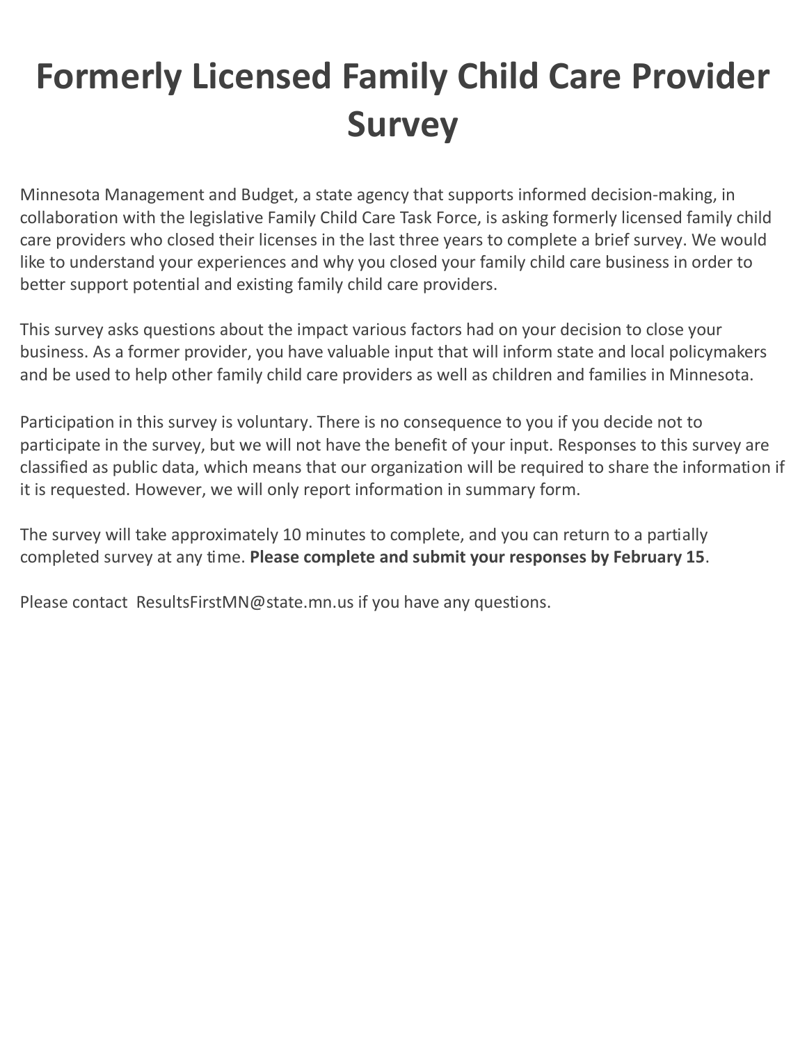# Formerly Licensed Family Child Care Provider Survey

Minnesota Management and Budget, a state agency that supports informed decision-making, in collaboration with the legislative Family Child Care Task Force, is asking formerly licensed family child care providers who closed their licenses in the last three years to complete a brief survey. We would like to understand your experiences and why you closed your family child care business in order to better support potential and existing family child care providers.

This survey asks questions about the impact various factors had on your decision to close your business. As a former provider, you have valuable input that will inform state and local policymakers and be used to help other family child care providers as well as children and families in Minnesota.

Participation in this survey is voluntary. There is no consequence to you if you decide not to participate in the survey, but we will not have the benefit of your input. Responses to this survey are classified as public data, which means that our organization will be required to share the information if it is requested. However, we will only report information in summary form.

The survey will take approximately 10 minutes to complete, and you can return to a partially completed survey at any time. **Please complete and submit your responses by February 15**.

Please contact ResultsFirstMN@state.mn.us if you have any questions.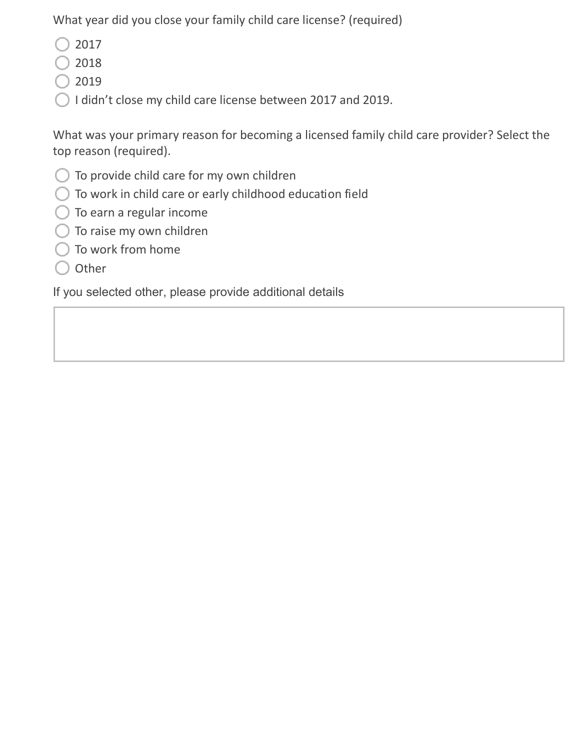What year did you close your family child care license? (required)

- ◯ 2017
- ◯ 2018
- ◯ 2019
- ◯ I didn't close my child care license between 2017 and 2019.

What was your primary reason for becoming a licensed family child care provider? Select the top reason (required).

- ◯ To provide child care for my own children
- ◯ To work in child care or early childhood education field
- ◯ To earn a regular income
- ◯ To raise my own children
- ◯ To work from home
- ◯ Other

If you selected other, please provide additional details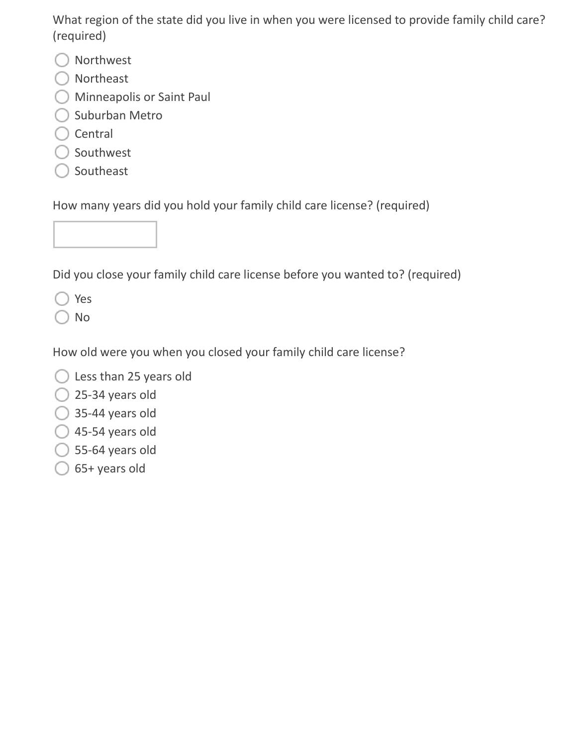What region of the state did you live in when you were licensed to provide family child care? (required)

- ◯ Northwest
- ◯ Northeast
- ◯ Minneapolis or Saint Paul
- ◯ Suburban Metro
- ◯ Central
- ◯ Southwest
- ◯ Southeast

How many years did you hold your family child care license? (required)

[ ]

Did you close your family child care license before you wanted to? (required)

- ◯ Yes
- ◯ No

How old were you when you closed your family child care license?

- ◯ Less than 25 years old
- ◯ 25-34 years old
- ◯ 35-44 years old
- ◯ 45-54 years old
- ◯ 55-64 years old
- ◯ 65+ years old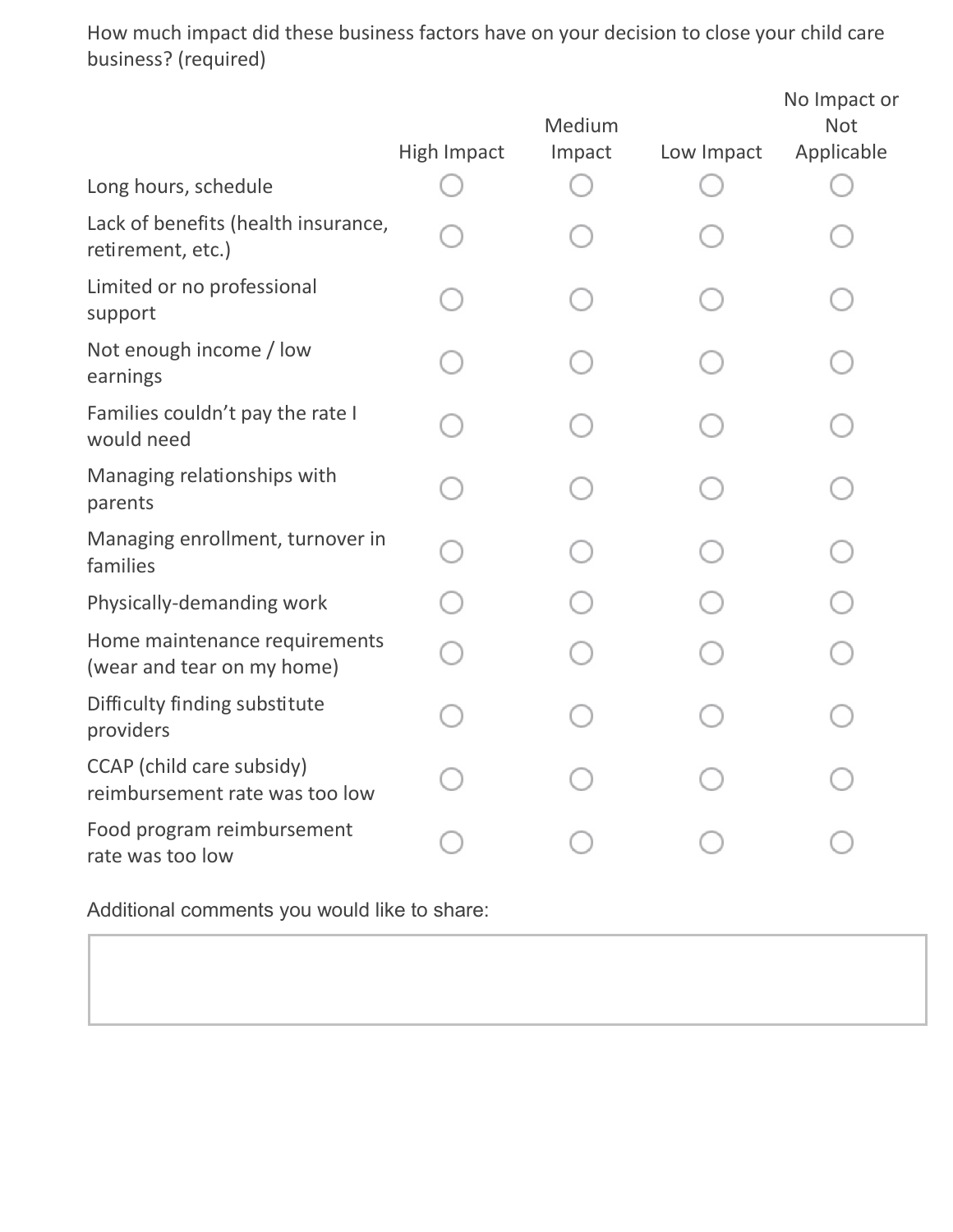How much impact did these business factors have on your decision to close your child care business? (required)

| | High Impact | Medium Impact | Low Impact | No Impact or Not Applicable |
|---|---|---|---|---|
| Long hours, schedule | ○ | ○ | ○ | ○ |
| Lack of benefits (health insurance, retirement, etc.) | ○ | ○ | ○ | ○ |
| Limited or no professional support | ○ | ○ | ○ | ○ |
| Not enough income / low earnings | ○ | ○ | ○ | ○ |
| Families couldn't pay the rate I would need | ○ | ○ | ○ | ○ |
| Managing relationships with parents | ○ | ○ | ○ | ○ |
| Managing enrollment, turnover in families | ○ | ○ | ○ | ○ |
| Physically-demanding work | ○ | ○ | ○ | ○ |
| Home maintenance requirements (wear and tear on my home) | ○ | ○ | ○ | ○ |
| Difficulty finding substitute providers | ○ | ○ | ○ | ○ |
| CCAP (child care subsidy) reimbursement rate was too low | ○ | ○ | ○ | ○ |
| Food program reimbursement rate was too low | ○ | ○ | ○ | ○ |

Additional comments you would like to share:

[ ]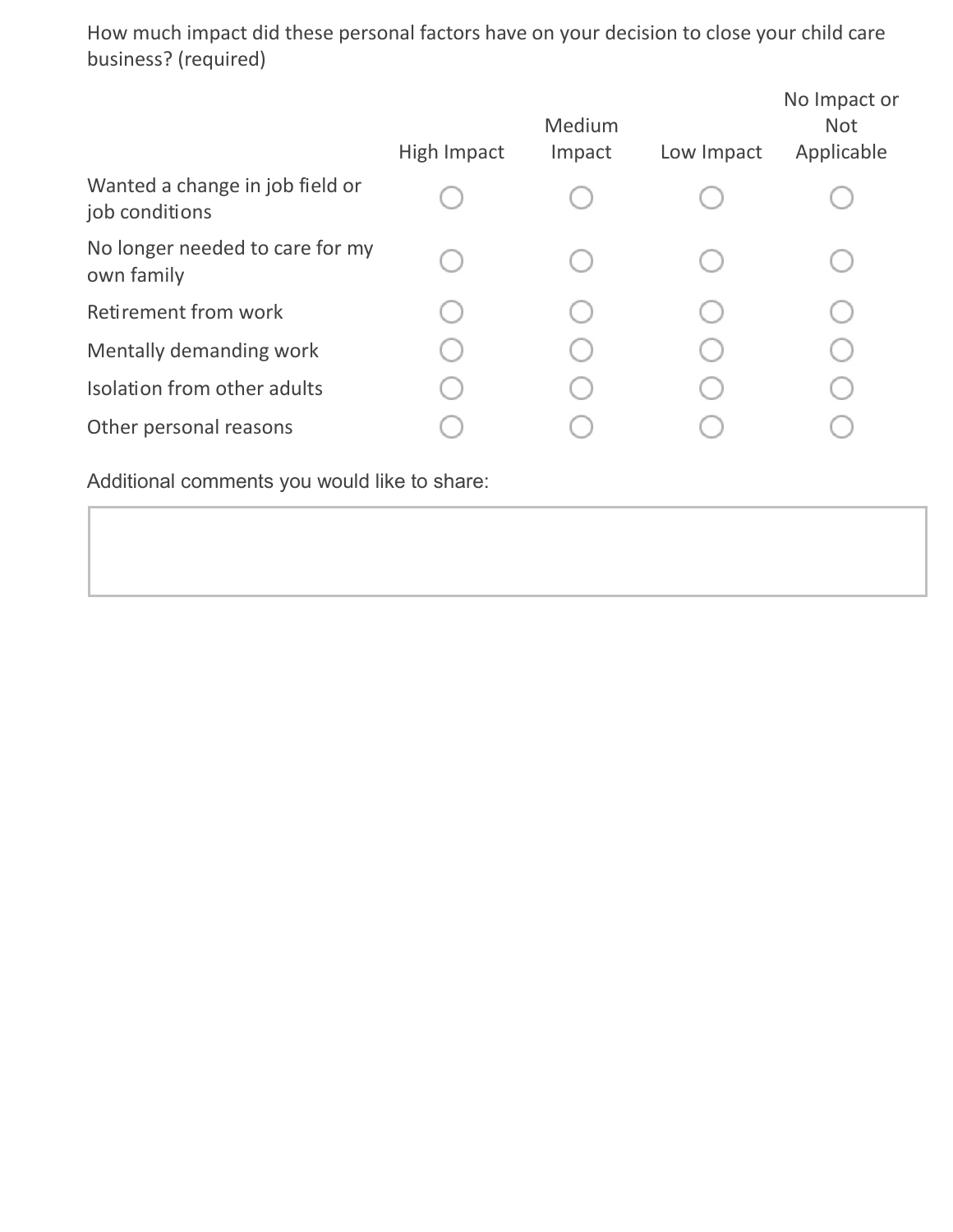How much impact did these personal factors have on your decision to close your child care business? (required)

| | High Impact | Medium Impact | Low Impact | No Impact or Not Applicable |
|---|---|---|---|---|
| Wanted a change in job field or job conditions | ○ | ○ | ○ | ○ |
| No longer needed to care for my own family | ○ | ○ | ○ | ○ |
| Retirement from work | ○ | ○ | ○ | ○ |
| Mentally demanding work | ○ | ○ | ○ | ○ |
| Isolation from other adults | ○ | ○ | ○ | ○ |
| Other personal reasons | ○ | ○ | ○ | ○ |

Additional comments you would like to share: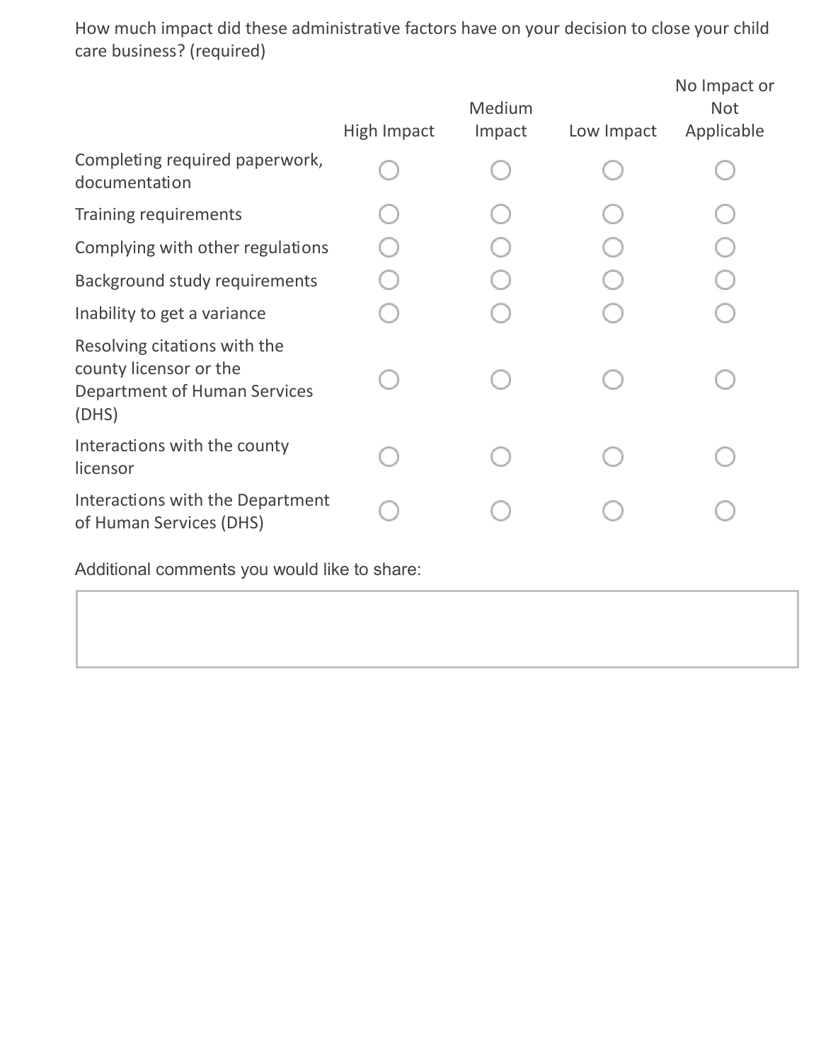How much impact did these administrative factors have on your decision to close your child care business? (required)

| | High Impact | Medium Impact | Low Impact | No Impact or Not Applicable |
|---|---|---|---|---|
| Completing required paperwork, documentation | ○ | ○ | ○ | ○ |
| Training requirements | ○ | ○ | ○ | ○ |
| Complying with other regulations | ○ | ○ | ○ | ○ |
| Background study requirements | ○ | ○ | ○ | ○ |
| Inability to get a variance | ○ | ○ | ○ | ○ |
| Resolving citations with the county licensor or the Department of Human Services (DHS) | ○ | ○ | ○ | ○ |
| Interactions with the county licensor | ○ | ○ | ○ | ○ |
| Interactions with the Department of Human Services (DHS) | ○ | ○ | ○ | ○ |

Additional comments you would like to share: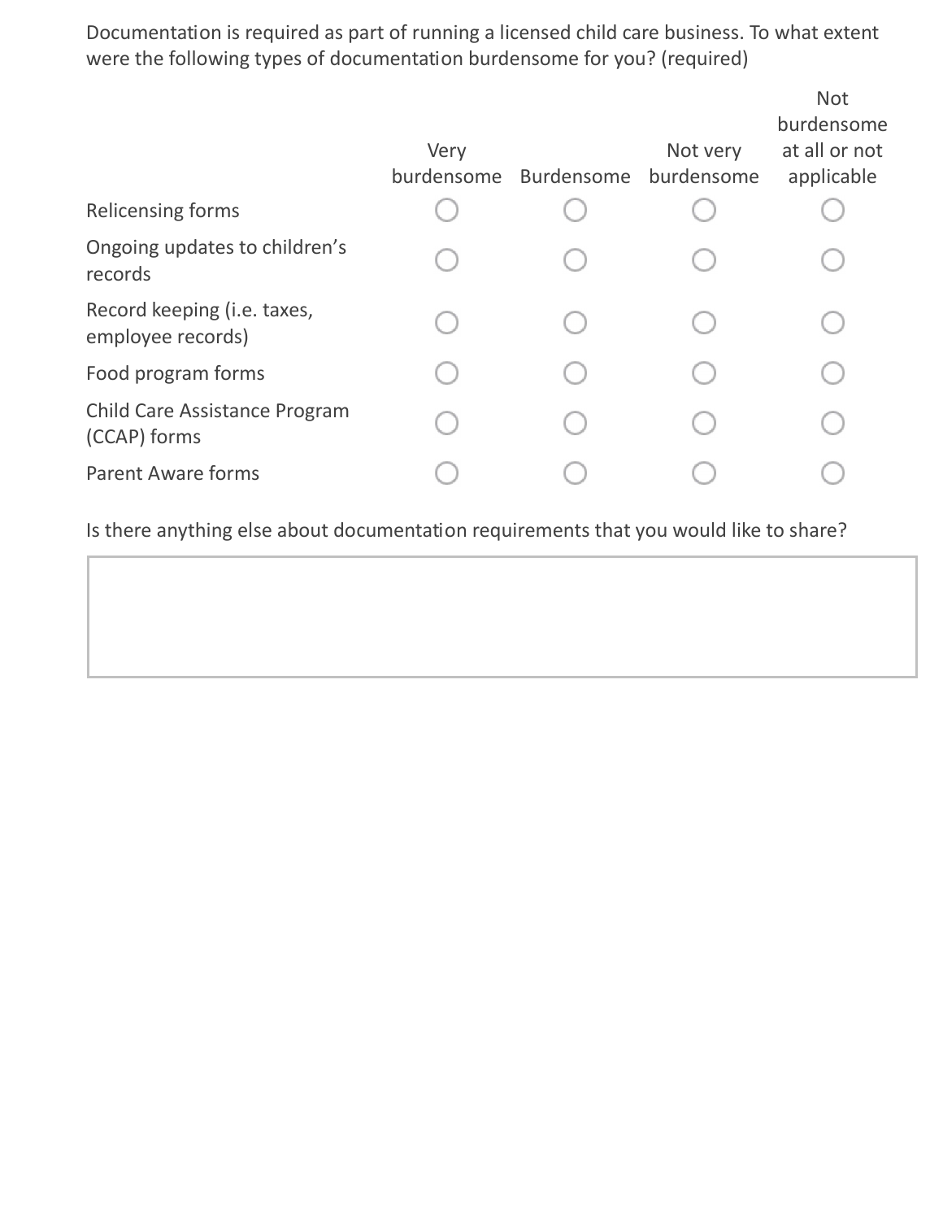Documentation is required as part of running a licensed child care business. To what extent were the following types of documentation burdensome for you? (required)

| | Very burdensome | Burdensome | Not very burdensome | Not burdensome at all or not applicable |
|---|---|---|---|---|
| Relicensing forms | ○ | ○ | ○ | ○ |
| Ongoing updates to children's records | ○ | ○ | ○ | ○ |
| Record keeping (i.e. taxes, employee records) | ○ | ○ | ○ | ○ |
| Food program forms | ○ | ○ | ○ | ○ |
| Child Care Assistance Program (CCAP) forms | ○ | ○ | ○ | ○ |
| Parent Aware forms | ○ | ○ | ○ | ○ |

Is there anything else about documentation requirements that you would like to share?

[ ]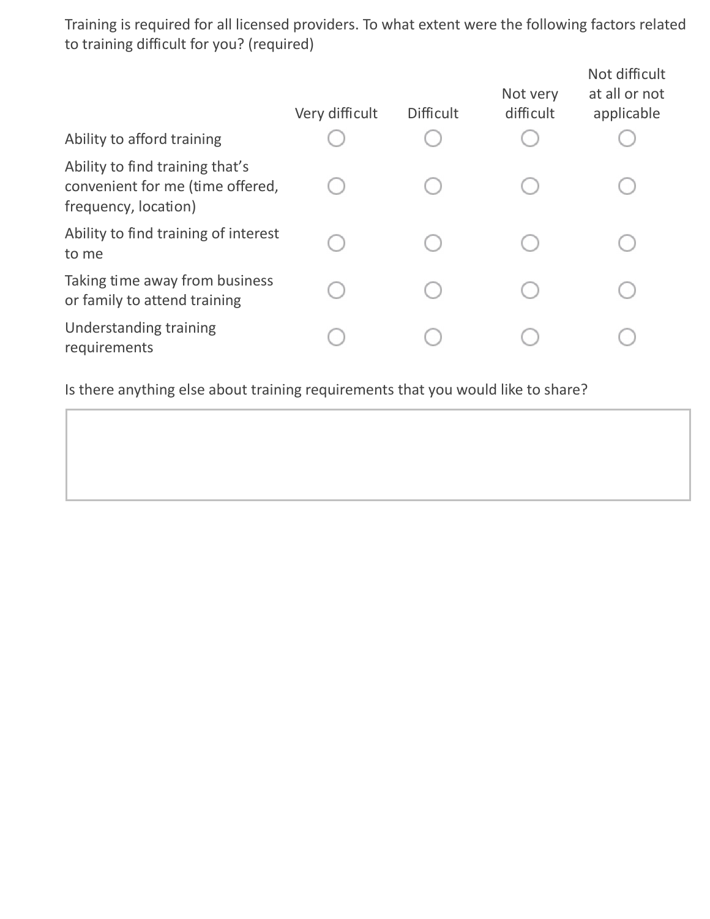Training is required for all licensed providers. To what extent were the following factors related to training difficult for you? (required)

| | Very difficult | Difficult | Not very difficult | Not difficult at all or not applicable |
|---|---|---|---|---|
| Ability to afford training | ○ | ○ | ○ | ○ |
| Ability to find training that's convenient for me (time offered, frequency, location) | ○ | ○ | ○ | ○ |
| Ability to find training of interest to me | ○ | ○ | ○ | ○ |
| Taking time away from business or family to attend training | ○ | ○ | ○ | ○ |
| Understanding training requirements | ○ | ○ | ○ | ○ |

Is there anything else about training requirements that you would like to share?

| |
|---|
| |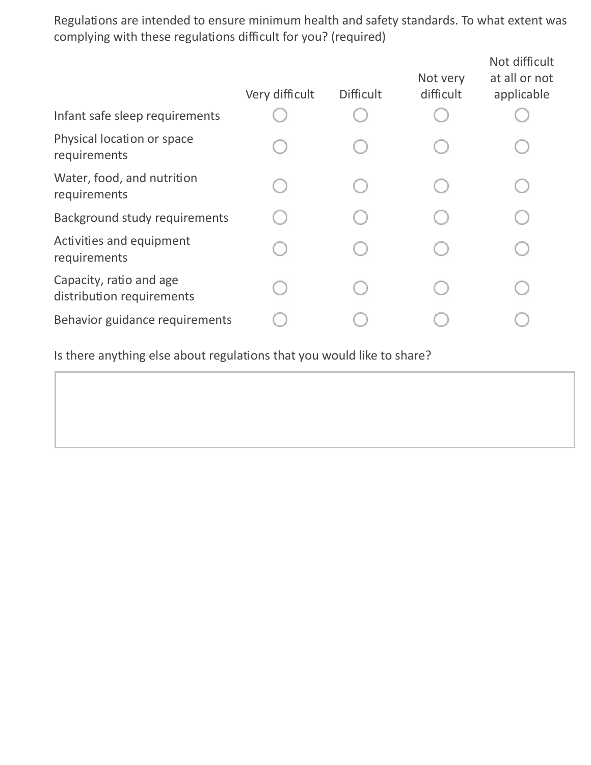Regulations are intended to ensure minimum health and safety standards. To what extent was complying with these regulations difficult for you? (required)

| | Very difficult | Difficult | Not very difficult | Not difficult at all or not applicable |
|---|---|---|---|---|
| Infant safe sleep requirements | ○ | ○ | ○ | ○ |
| Physical location or space requirements | ○ | ○ | ○ | ○ |
| Water, food, and nutrition requirements | ○ | ○ | ○ | ○ |
| Background study requirements | ○ | ○ | ○ | ○ |
| Activities and equipment requirements | ○ | ○ | ○ | ○ |
| Capacity, ratio and age distribution requirements | ○ | ○ | ○ | ○ |
| Behavior guidance requirements | ○ | ○ | ○ | ○ |

Is there anything else about regulations that you would like to share?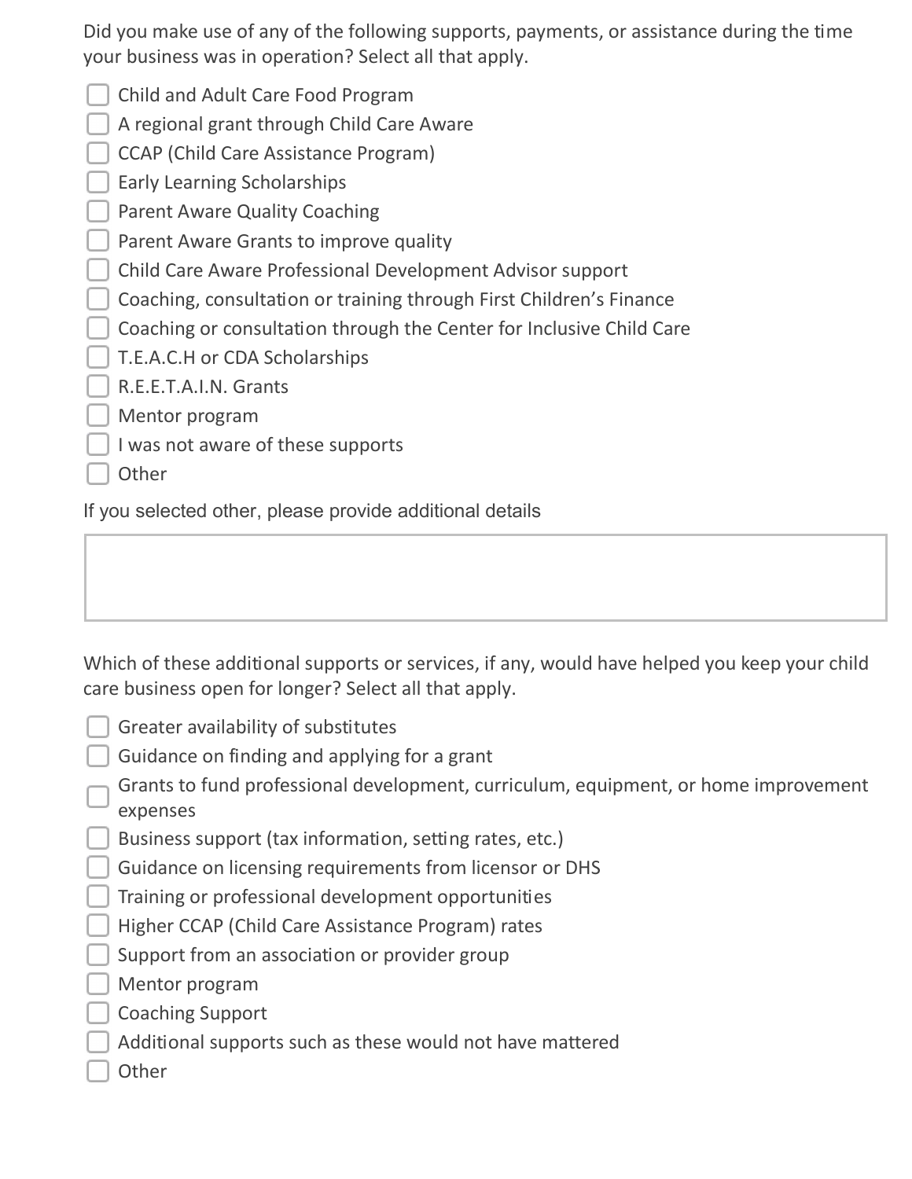Did you make use of any of the following supports, payments, or assistance during the time your business was in operation? Select all that apply.

- [ ] Child and Adult Care Food Program
- [ ] A regional grant through Child Care Aware
- [ ] CCAP (Child Care Assistance Program)
- [ ] Early Learning Scholarships
- [ ] Parent Aware Quality Coaching
- [ ] Parent Aware Grants to improve quality
- [ ] Child Care Aware Professional Development Advisor support
- [ ] Coaching, consultation or training through First Children's Finance
- [ ] Coaching or consultation through the Center for Inclusive Child Care
- [ ] T.E.A.C.H or CDA Scholarships
- [ ] R.E.E.T.A.I.N. Grants
- [ ] Mentor program
- [ ] I was not aware of these supports
- [ ] Other

If you selected other, please provide additional details

Which of these additional supports or services, if any, would have helped you keep your child care business open for longer? Select all that apply.

- [ ] Greater availability of substitutes
- [ ] Guidance on finding and applying for a grant
- [ ] Grants to fund professional development, curriculum, equipment, or home improvement expenses
- [ ] Business support (tax information, setting rates, etc.)
- [ ] Guidance on licensing requirements from licensor or DHS
- [ ] Training or professional development opportunities
- [ ] Higher CCAP (Child Care Assistance Program) rates
- [ ] Support from an association or provider group
- [ ] Mentor program
- [ ] Coaching Support
- [ ] Additional supports such as these would not have mattered
- [ ] Other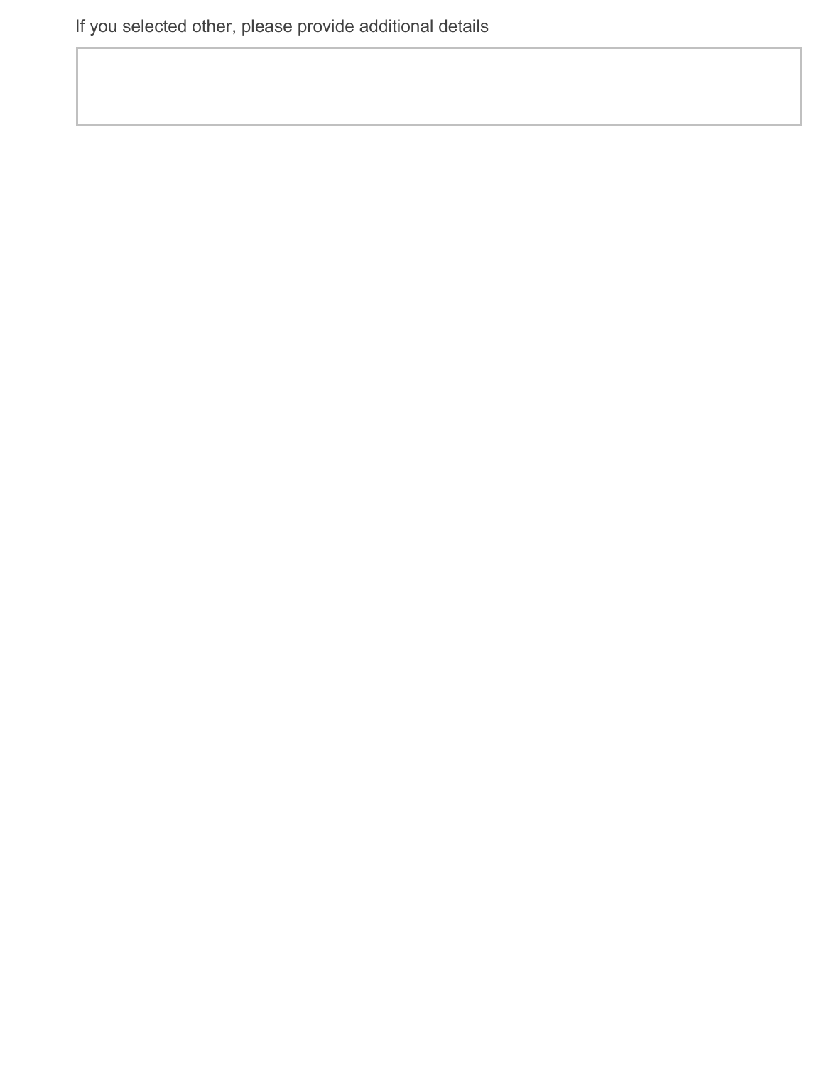If you selected other, please provide additional details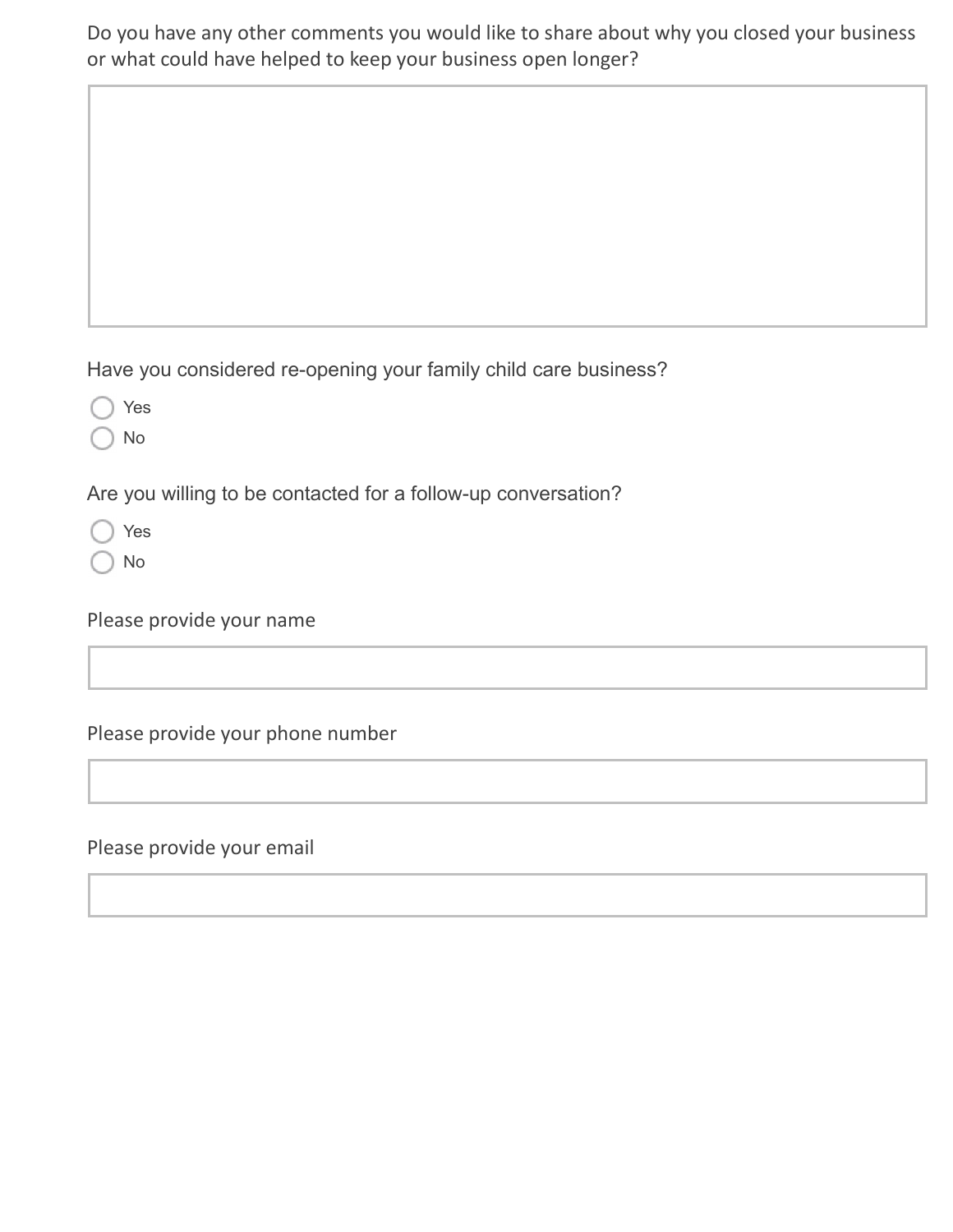Do you have any other comments you would like to share about why you closed your business or what could have helped to keep your business open longer?

Have you considered re-opening your family child care business?

- ○ Yes
- ○ No

Are you willing to be contacted for a follow-up conversation?

- ○ Yes
- ○ No

Please provide your name

Please provide your phone number

Please provide your email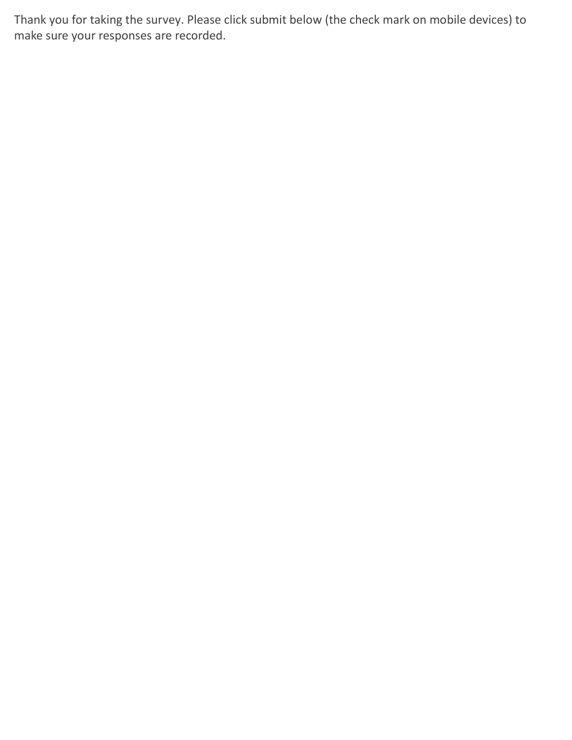Thank you for taking the survey. Please click submit below (the check mark on mobile devices) to make sure your responses are recorded.